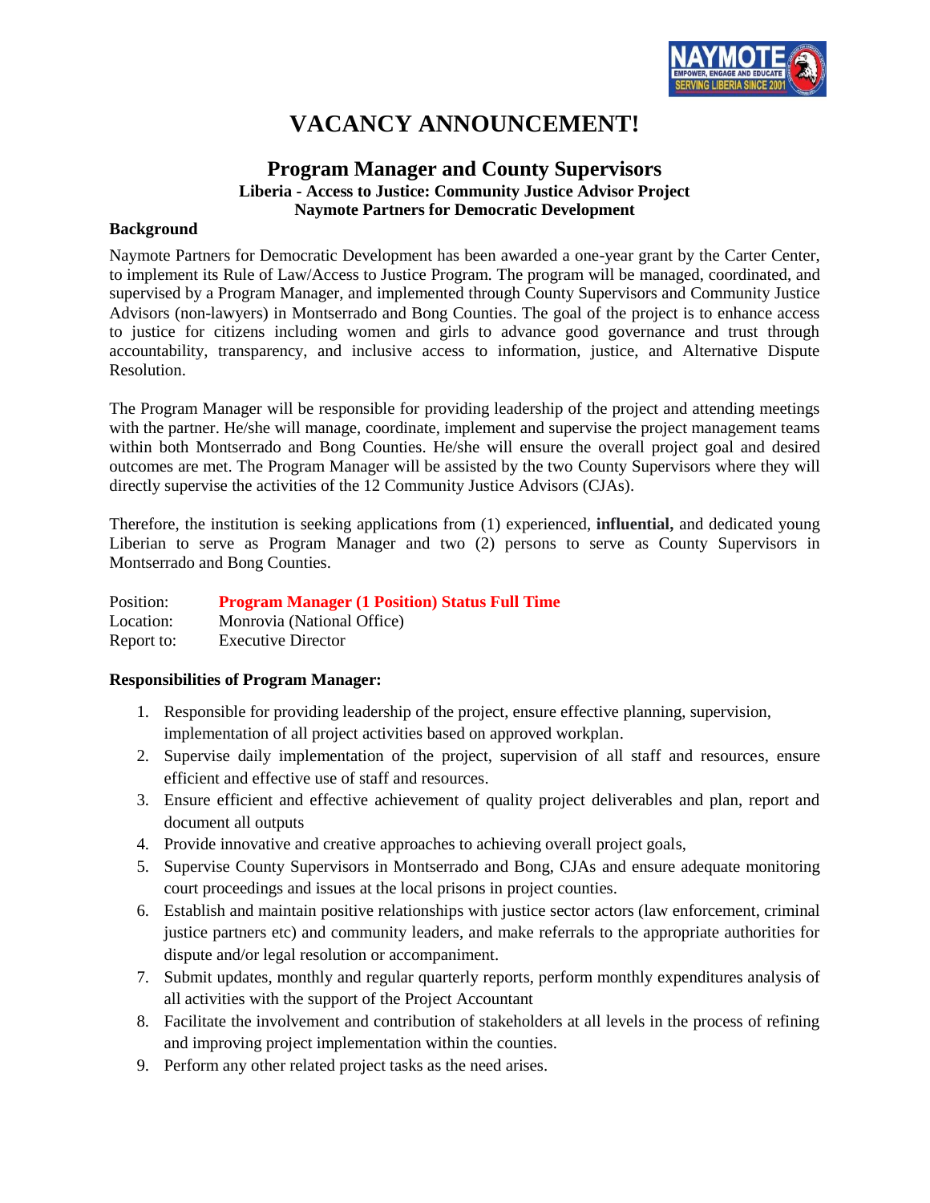# VACANCY ANNOUNCEMENT!

## Program Manager and County Supervisors

**Liberia - Access to Justice: Community Justice Advisor Project**
**Naymote Partners for Democratic Development**

**Background**

Naymote Partners for Democratic Development has been awarded a one-year grant by the Carter Center, to implement its Rule of Law/Access to Justice Program. The program will be managed, coordinated, and supervised by a Program Manager, and implemented through County Supervisors and Community Justice Advisors (non-lawyers) in Montserrado and Bong Counties. The goal of the project is to enhance access to justice for citizens including women and girls to advance good governance and trust through accountability, transparency, and inclusive access to information, justice, and Alternative Dispute Resolution.

The Program Manager will be responsible for providing leadership of the project and attending meetings with the partner. He/she will manage, coordinate, implement and supervise the project management teams within both Montserrado and Bong Counties. He/she will ensure the overall project goal and desired outcomes are met. The Program Manager will be assisted by the two County Supervisors where they will directly supervise the activities of the 12 Community Justice Advisors (CJAs).

Therefore, the institution is seeking applications from (1) experienced, **influential,** and dedicated young Liberian to serve as Program Manager and two (2) persons to serve as County Supervisors in Montserrado and Bong Counties.

Position: **Program Manager (1 Position) Status Full Time**
Location: Monrovia (National Office)
Report to: Executive Director

**Responsibilities of Program Manager:**

1. Responsible for providing leadership of the project, ensure effective planning, supervision, implementation of all project activities based on approved workplan.
2. Supervise daily implementation of the project, supervision of all staff and resources, ensure efficient and effective use of staff and resources.
3. Ensure efficient and effective achievement of quality project deliverables and plan, report and document all outputs
4. Provide innovative and creative approaches to achieving overall project goals,
5. Supervise County Supervisors in Montserrado and Bong, CJAs and ensure adequate monitoring court proceedings and issues at the local prisons in project counties.
6. Establish and maintain positive relationships with justice sector actors (law enforcement, criminal justice partners etc) and community leaders, and make referrals to the appropriate authorities for dispute and/or legal resolution or accompaniment.
7. Submit updates, monthly and regular quarterly reports, perform monthly expenditures analysis of all activities with the support of the Project Accountant
8. Facilitate the involvement and contribution of stakeholders at all levels in the process of refining and improving project implementation within the counties.
9. Perform any other related project tasks as the need arises.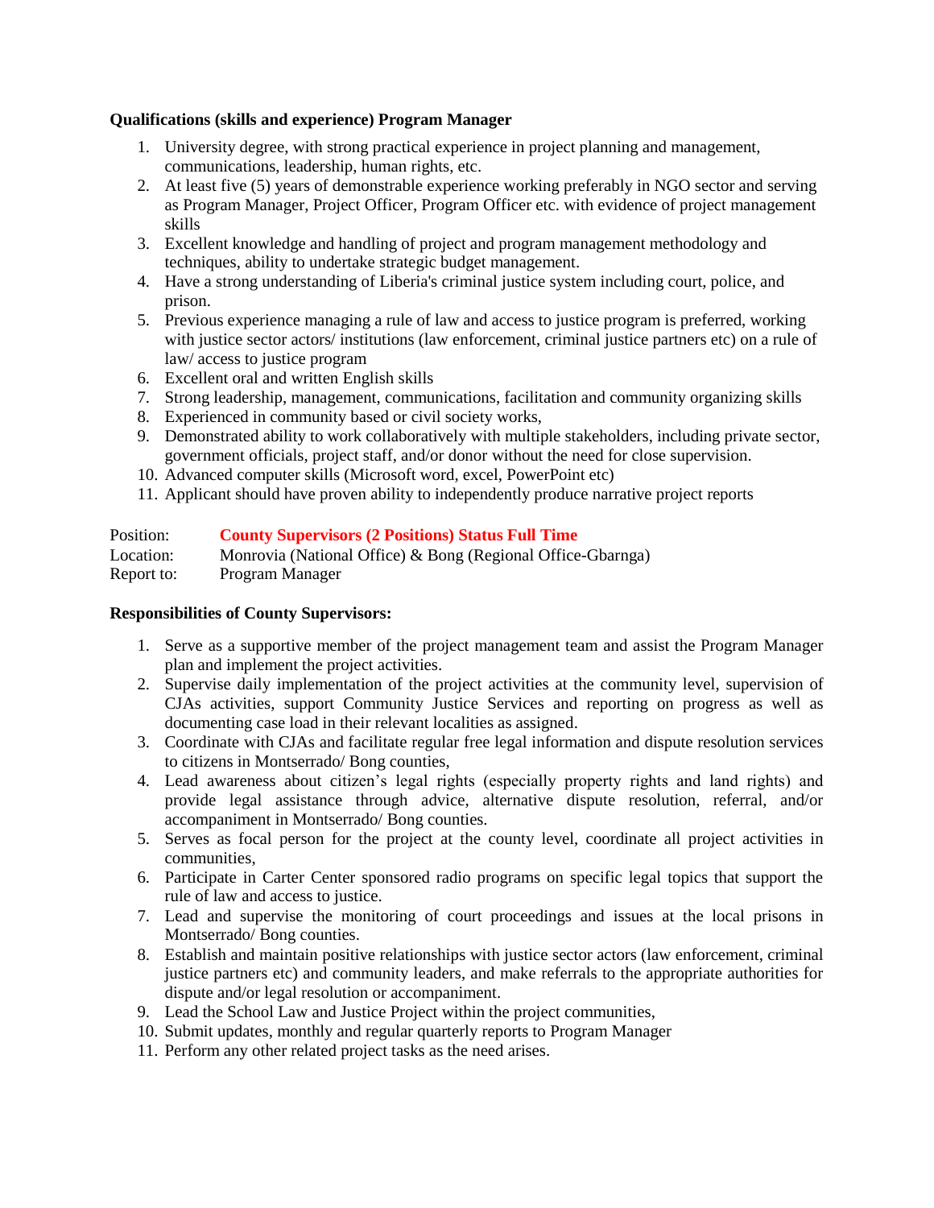**Qualifications (skills and experience) Program Manager**

1. University degree, with strong practical experience in project planning and management, communications, leadership, human rights, etc.
2. At least five (5) years of demonstrable experience working preferably in NGO sector and serving as Program Manager, Project Officer, Program Officer etc. with evidence of project management skills
3. Excellent knowledge and handling of project and program management methodology and techniques, ability to undertake strategic budget management.
4. Have a strong understanding of Liberia's criminal justice system including court, police, and prison.
5. Previous experience managing a rule of law and access to justice program is preferred, working with justice sector actors/ institutions (law enforcement, criminal justice partners etc) on a rule of law/ access to justice program
6. Excellent oral and written English skills
7. Strong leadership, management, communications, facilitation and community organizing skills
8. Experienced in community based or civil society works,
9. Demonstrated ability to work collaboratively with multiple stakeholders, including private sector, government officials, project staff, and/or donor without the need for close supervision.
10. Advanced computer skills (Microsoft word, excel, PowerPoint etc)
11. Applicant should have proven ability to independently produce narrative project reports

Position: **County Supervisors (2 Positions) Status Full Time**
Location: Monrovia (National Office) & Bong (Regional Office-Gbarnga)
Report to: Program Manager

**Responsibilities of County Supervisors:**

1. Serve as a supportive member of the project management team and assist the Program Manager plan and implement the project activities.
2. Supervise daily implementation of the project activities at the community level, supervision of CJAs activities, support Community Justice Services and reporting on progress as well as documenting case load in their relevant localities as assigned.
3. Coordinate with CJAs and facilitate regular free legal information and dispute resolution services to citizens in Montserrado/ Bong counties,
4. Lead awareness about citizen's legal rights (especially property rights and land rights) and provide legal assistance through advice, alternative dispute resolution, referral, and/or accompaniment in Montserrado/ Bong counties.
5. Serves as focal person for the project at the county level, coordinate all project activities in communities,
6. Participate in Carter Center sponsored radio programs on specific legal topics that support the rule of law and access to justice.
7. Lead and supervise the monitoring of court proceedings and issues at the local prisons in Montserrado/ Bong counties.
8. Establish and maintain positive relationships with justice sector actors (law enforcement, criminal justice partners etc) and community leaders, and make referrals to the appropriate authorities for dispute and/or legal resolution or accompaniment.
9. Lead the School Law and Justice Project within the project communities,
10. Submit updates, monthly and regular quarterly reports to Program Manager
11. Perform any other related project tasks as the need arises.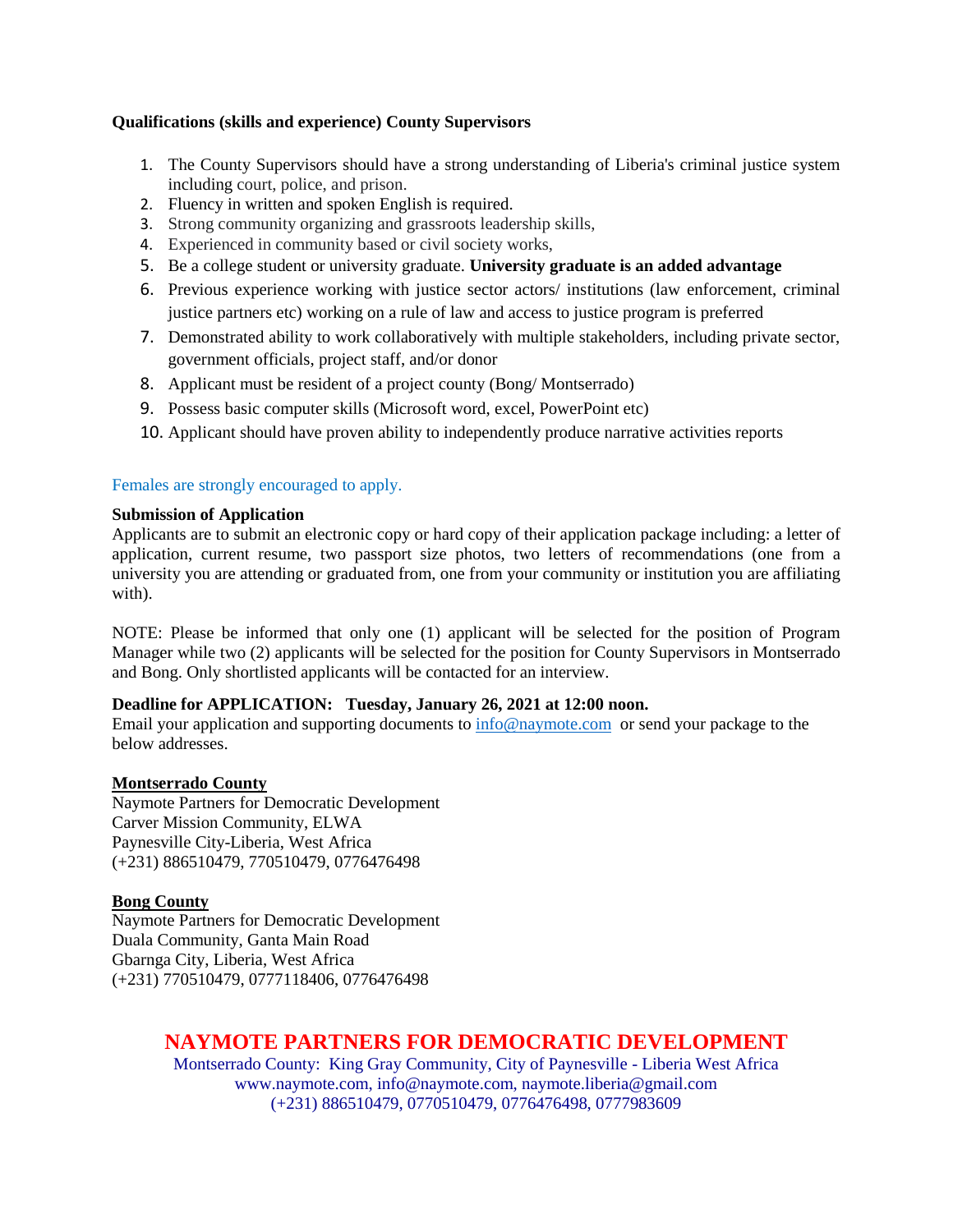**Qualifications (skills and experience) County Supervisors**

1. The County Supervisors should have a strong understanding of Liberia's criminal justice system including court, police, and prison.
2. Fluency in written and spoken English is required.
3. Strong community organizing and grassroots leadership skills,
4. Experienced in community based or civil society works,
5. Be a college student or university graduate. **University graduate is an added advantage**
6. Previous experience working with justice sector actors/ institutions (law enforcement, criminal justice partners etc) working on a rule of law and access to justice program is preferred
7. Demonstrated ability to work collaboratively with multiple stakeholders, including private sector, government officials, project staff, and/or donor
8. Applicant must be resident of a project county (Bong/ Montserrado)
9. Possess basic computer skills (Microsoft word, excel, PowerPoint etc)
10. Applicant should have proven ability to independently produce narrative activities reports

Females are strongly encouraged to apply.

**Submission of Application**

Applicants are to submit an electronic copy or hard copy of their application package including: a letter of application, current resume, two passport size photos, two letters of recommendations (one from a university you are attending or graduated from, one from your community or institution you are affiliating with).

NOTE: Please be informed that only one (1) applicant will be selected for the position of Program Manager while two (2) applicants will be selected for the position for County Supervisors in Montserrado and Bong. Only shortlisted applicants will be contacted for an interview.

**Deadline for APPLICATION: Tuesday, January 26, 2021 at 12:00 noon.**

Email your application and supporting documents to info@naymote.com or send your package to the below addresses.

**Montserrado County**

Naymote Partners for Democratic Development
Carver Mission Community, ELWA
Paynesville City-Liberia, West Africa
(+231) 886510479, 770510479, 0776476498

**Bong County**

Naymote Partners for Democratic Development
Duala Community, Ganta Main Road
Gbarnga City, Liberia, West Africa
(+231) 770510479, 0777118406, 0776476498

**NAYMOTE PARTNERS FOR DEMOCRATIC DEVELOPMENT**

Montserrado County: King Gray Community, City of Paynesville - Liberia West Africa
www.naymote.com, info@naymote.com, naymote.liberia@gmail.com
(+231) 886510479, 0770510479, 0776476498, 0777983609